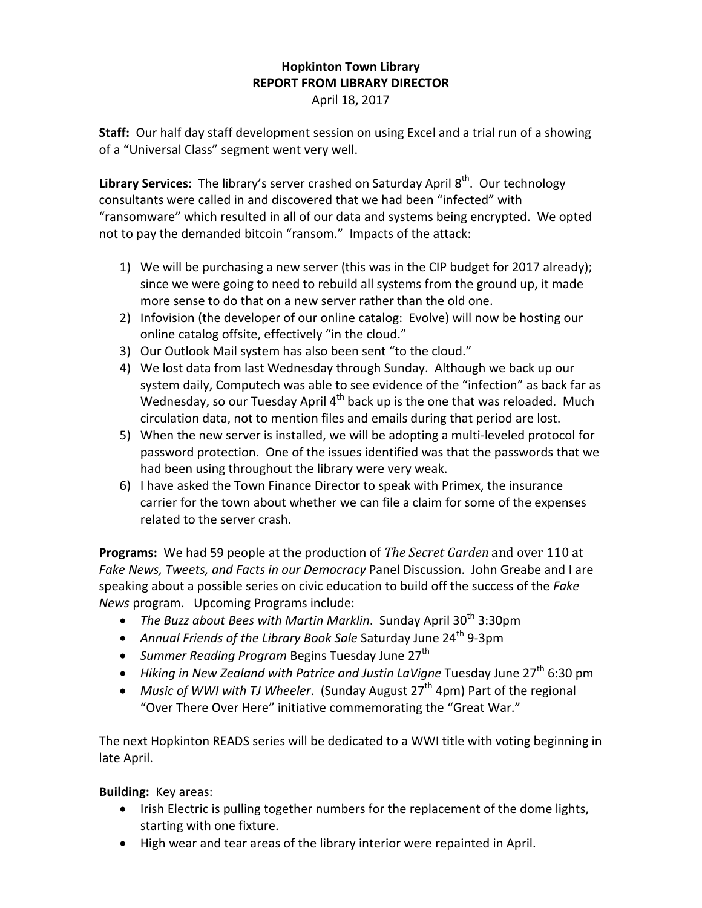**Hopkinton Town Library**
**REPORT FROM LIBRARY DIRECTOR**
April 18, 2017

**Staff:** Our half day staff development session on using Excel and a trial run of a showing of a "Universal Class" segment went very well.

**Library Services:** The library's server crashed on Saturday April 8th. Our technology consultants were called in and discovered that we had been "infected" with "ransomware" which resulted in all of our data and systems being encrypted. We opted not to pay the demanded bitcoin "ransom." Impacts of the attack:

1) We will be purchasing a new server (this was in the CIP budget for 2017 already); since we were going to need to rebuild all systems from the ground up, it made more sense to do that on a new server rather than the old one.
2) Infovision (the developer of our online catalog: Evolve) will now be hosting our online catalog offsite, effectively "in the cloud."
3) Our Outlook Mail system has also been sent "to the cloud."
4) We lost data from last Wednesday through Sunday. Although we back up our system daily, Computech was able to see evidence of the "infection" as back far as Wednesday, so our Tuesday April 4th back up is the one that was reloaded. Much circulation data, not to mention files and emails during that period are lost.
5) When the new server is installed, we will be adopting a multi-leveled protocol for password protection. One of the issues identified was that the passwords that we had been using throughout the library were very weak.
6) I have asked the Town Finance Director to speak with Primex, the insurance carrier for the town about whether we can file a claim for some of the expenses related to the server crash.

**Programs:** We had 59 people at the production of *The Secret Garden* and over 110 at *Fake News, Tweets, and Facts in our Democracy* Panel Discussion. John Greabe and I are speaking about a possible series on civic education to build off the success of the *Fake News* program. Upcoming Programs include:

- *The Buzz about Bees with Martin Marklin*. Sunday April 30th 3:30pm
- *Annual Friends of the Library Book Sale* Saturday June 24th 9-3pm
- *Summer Reading Program* Begins Tuesday June 27th
- *Hiking in New Zealand with Patrice and Justin LaVigne* Tuesday June 27th 6:30 pm
- *Music of WWI with TJ Wheeler*. (Sunday August 27th 4pm) Part of the regional "Over There Over Here" initiative commemorating the "Great War."

The next Hopkinton READS series will be dedicated to a WWI title with voting beginning in late April.

**Building:** Key areas:

- Irish Electric is pulling together numbers for the replacement of the dome lights, starting with one fixture.
- High wear and tear areas of the library interior were repainted in April.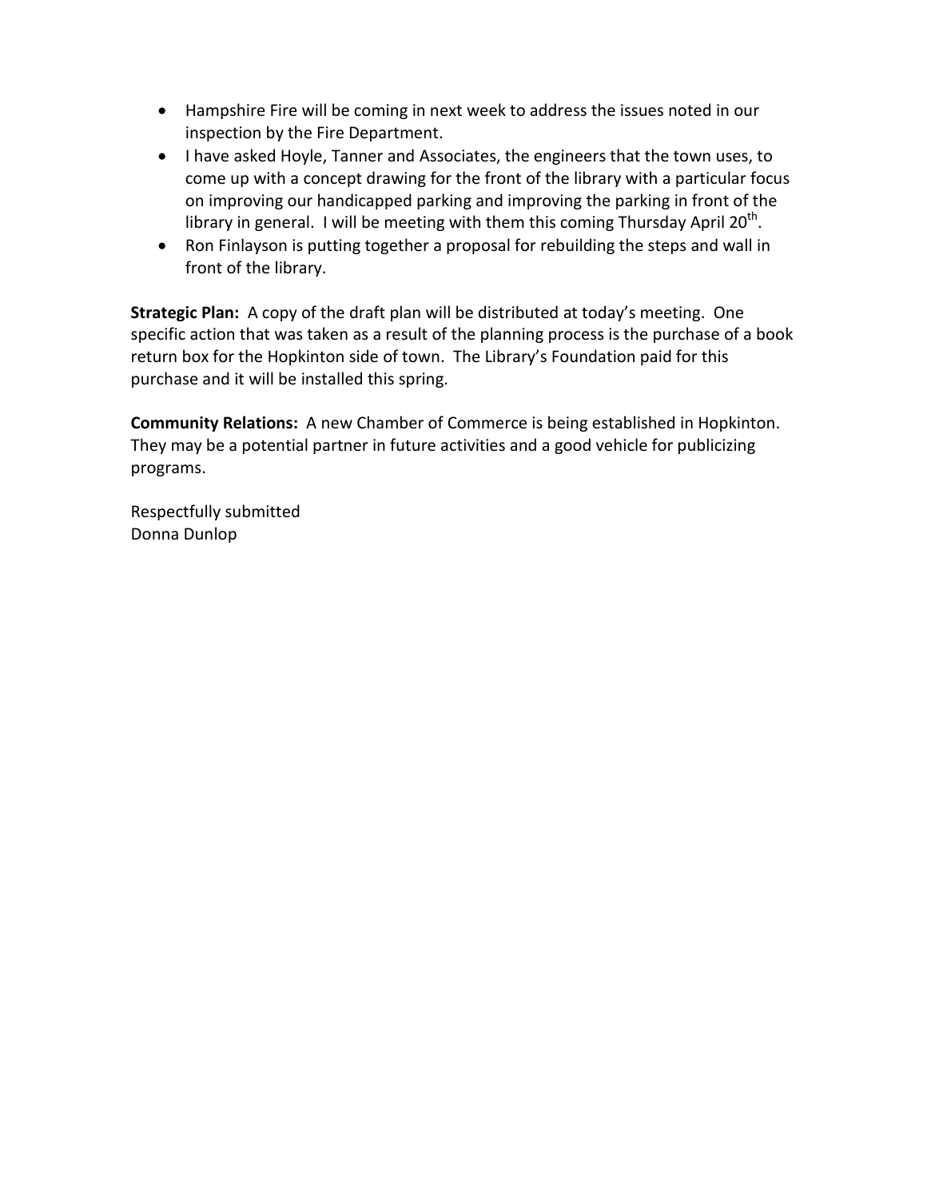- Hampshire Fire will be coming in next week to address the issues noted in our inspection by the Fire Department.
- I have asked Hoyle, Tanner and Associates, the engineers that the town uses, to come up with a concept drawing for the front of the library with a particular focus on improving our handicapped parking and improving the parking in front of the library in general. I will be meeting with them this coming Thursday April 20th.
- Ron Finlayson is putting together a proposal for rebuilding the steps and wall in front of the library.

**Strategic Plan:** A copy of the draft plan will be distributed at today's meeting. One specific action that was taken as a result of the planning process is the purchase of a book return box for the Hopkinton side of town. The Library's Foundation paid for this purchase and it will be installed this spring.

**Community Relations:** A new Chamber of Commerce is being established in Hopkinton. They may be a potential partner in future activities and a good vehicle for publicizing programs.

Respectfully submitted
Donna Dunlop